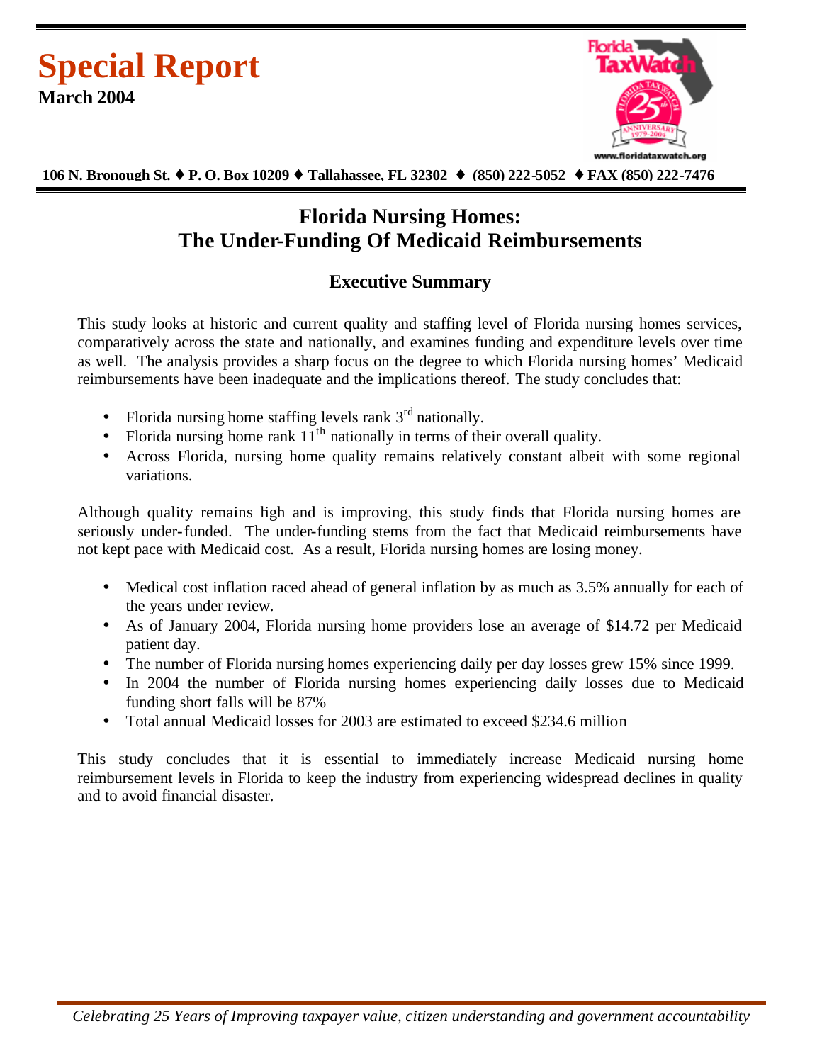# Special Report

**March 2004**

**106 N. Bronough St. ♦ P. O. Box 10209 ♦ Tallahassee, FL 32302 ♦ (850) 222-5052 ♦ FAX (850) 222-7476**

## Florida Nursing Homes: The Under-Funding Of Medicaid Reimbursements

### Executive Summary

This study looks at historic and current quality and staffing level of Florida nursing homes services, comparatively across the state and nationally, and examines funding and expenditure levels over time as well. The analysis provides a sharp focus on the degree to which Florida nursing homes' Medicaid reimbursements have been inadequate and the implications thereof. The study concludes that:

- Florida nursing home staffing levels rank 3rd nationally.
- Florida nursing home rank 11th nationally in terms of their overall quality.
- Across Florida, nursing home quality remains relatively constant albeit with some regional variations.

Although quality remains high and is improving, this study finds that Florida nursing homes are seriously under-funded. The under-funding stems from the fact that Medicaid reimbursements have not kept pace with Medicaid cost. As a result, Florida nursing homes are losing money.

- Medical cost inflation raced ahead of general inflation by as much as 3.5% annually for each of the years under review.
- As of January 2004, Florida nursing home providers lose an average of $14.72 per Medicaid patient day.
- The number of Florida nursing homes experiencing daily per day losses grew 15% since 1999.
- In 2004 the number of Florida nursing homes experiencing daily losses due to Medicaid funding short falls will be 87%
- Total annual Medicaid losses for 2003 are estimated to exceed $234.6 million

This study concludes that it is essential to immediately increase Medicaid nursing home reimbursement levels in Florida to keep the industry from experiencing widespread declines in quality and to avoid financial disaster.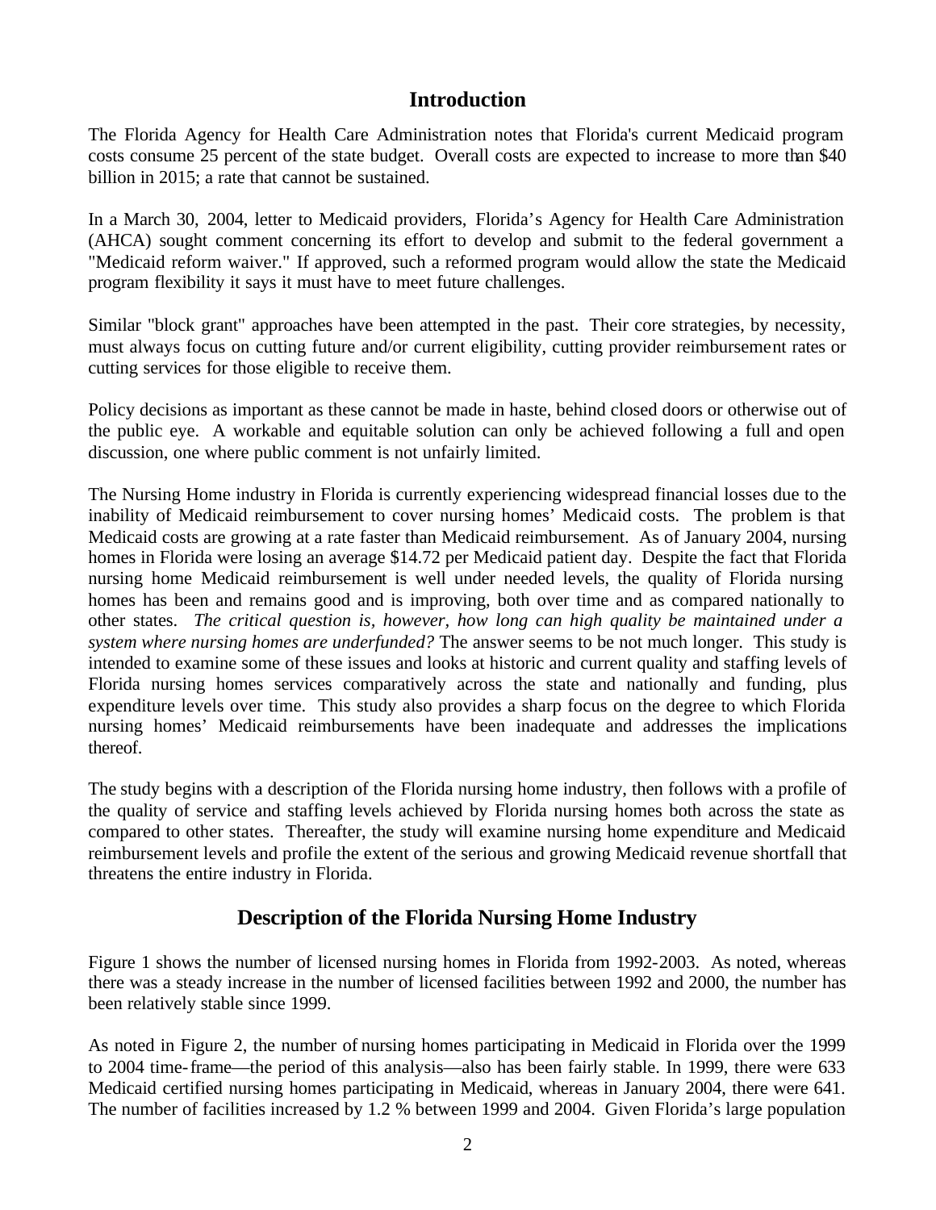## Introduction

The Florida Agency for Health Care Administration notes that Florida's current Medicaid program costs consume 25 percent of the state budget. Overall costs are expected to increase to more than $40 billion in 2015; a rate that cannot be sustained.

In a March 30, 2004, letter to Medicaid providers, Florida's Agency for Health Care Administration (AHCA) sought comment concerning its effort to develop and submit to the federal government a "Medicaid reform waiver." If approved, such a reformed program would allow the state the Medicaid program flexibility it says it must have to meet future challenges.

Similar "block grant" approaches have been attempted in the past. Their core strategies, by necessity, must always focus on cutting future and/or current eligibility, cutting provider reimbursement rates or cutting services for those eligible to receive them.

Policy decisions as important as these cannot be made in haste, behind closed doors or otherwise out of the public eye. A workable and equitable solution can only be achieved following a full and open discussion, one where public comment is not unfairly limited.

The Nursing Home industry in Florida is currently experiencing widespread financial losses due to the inability of Medicaid reimbursement to cover nursing homes' Medicaid costs. The problem is that Medicaid costs are growing at a rate faster than Medicaid reimbursement. As of January 2004, nursing homes in Florida were losing an average $14.72 per Medicaid patient day. Despite the fact that Florida nursing home Medicaid reimbursement is well under needed levels, the quality of Florida nursing homes has been and remains good and is improving, both over time and as compared nationally to other states. *The critical question is, however, how long can high quality be maintained under a system where nursing homes are underfunded?* The answer seems to be not much longer. This study is intended to examine some of these issues and looks at historic and current quality and staffing levels of Florida nursing homes services comparatively across the state and nationally and funding, plus expenditure levels over time. This study also provides a sharp focus on the degree to which Florida nursing homes' Medicaid reimbursements have been inadequate and addresses the implications thereof.

The study begins with a description of the Florida nursing home industry, then follows with a profile of the quality of service and staffing levels achieved by Florida nursing homes both across the state as compared to other states. Thereafter, the study will examine nursing home expenditure and Medicaid reimbursement levels and profile the extent of the serious and growing Medicaid revenue shortfall that threatens the entire industry in Florida.

## Description of the Florida Nursing Home Industry

Figure 1 shows the number of licensed nursing homes in Florida from 1992-2003. As noted, whereas there was a steady increase in the number of licensed facilities between 1992 and 2000, the number has been relatively stable since 1999.

As noted in Figure 2, the number of nursing homes participating in Medicaid in Florida over the 1999 to 2004 time-frame—the period of this analysis—also has been fairly stable. In 1999, there were 633 Medicaid certified nursing homes participating in Medicaid, whereas in January 2004, there were 641. The number of facilities increased by 1.2 % between 1999 and 2004. Given Florida's large population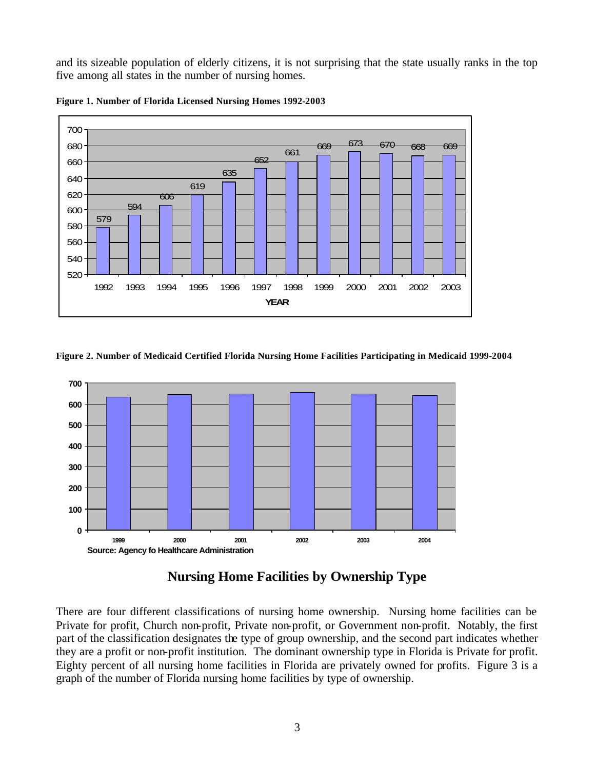and its sizeable population of elderly citizens, it is not surprising that the state usually ranks in the top five among all states in the number of nursing homes.

**Figure 1. Number of Florida Licensed Nursing Homes 1992-2003**

| YEAR | 1992 | 1993 | 1994 | 1995 | 1996 | 1997 | 1998 | 1999 | 2000 | 2001 | 2002 | 2003 |
|---|---|---|---|---|---|---|---|---|---|---|---|---|
| Number | 579 | 594 | 606 | 619 | 635 | 652 | 661 | 669 | 673 | 670 | 668 | 669 |

**Figure 2. Number of Medicaid Certified Florida Nursing Home Facilities Participating in Medicaid 1999-2004**

Source: Agency fo Healthcare Administration

## Nursing Home Facilities by Ownership Type

There are four different classifications of nursing home ownership. Nursing home facilities can be Private for profit, Church non-profit, Private non-profit, or Government non-profit. Notably, the first part of the classification designates the type of group ownership, and the second part indicates whether they are a profit or non-profit institution. The dominant ownership type in Florida is Private for profit. Eighty percent of all nursing home facilities in Florida are privately owned for profits. Figure 3 is a graph of the number of Florida nursing home facilities by type of ownership.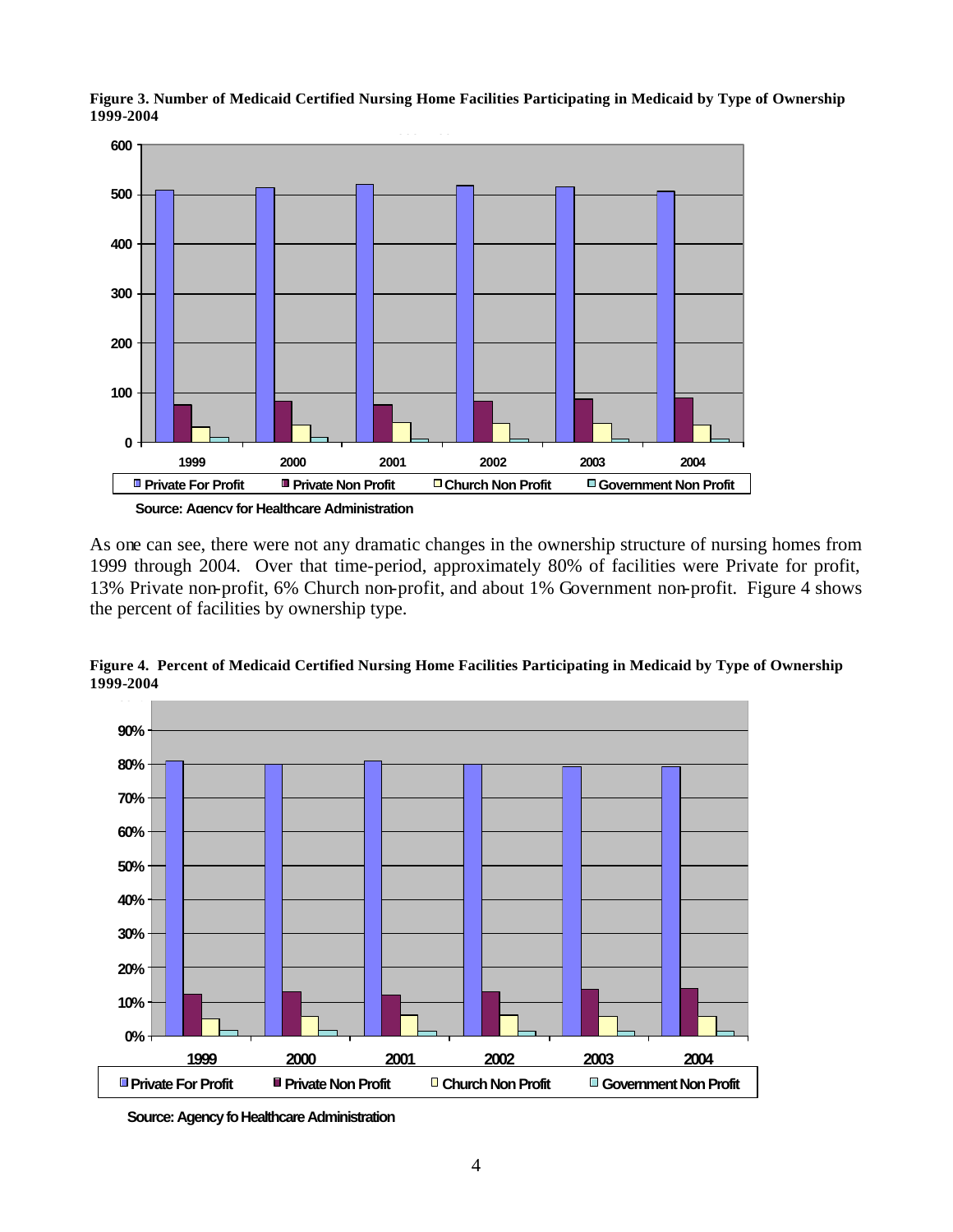**Figure 3. Number of Medicaid Certified Nursing Home Facilities Participating in Medicaid by Type of Ownership 1999-2004**

Source: Agency for Healthcare Administration

As one can see, there were not any dramatic changes in the ownership structure of nursing homes from 1999 through 2004. Over that time-period, approximately 80% of facilities were Private for profit, 13% Private non-profit, 6% Church non-profit, and about 1% Government non-profit. Figure 4 shows the percent of facilities by ownership type.

**Figure 4. Percent of Medicaid Certified Nursing Home Facilities Participating in Medicaid by Type of Ownership 1999-2004**

Source: Agency fo Healthcare Administration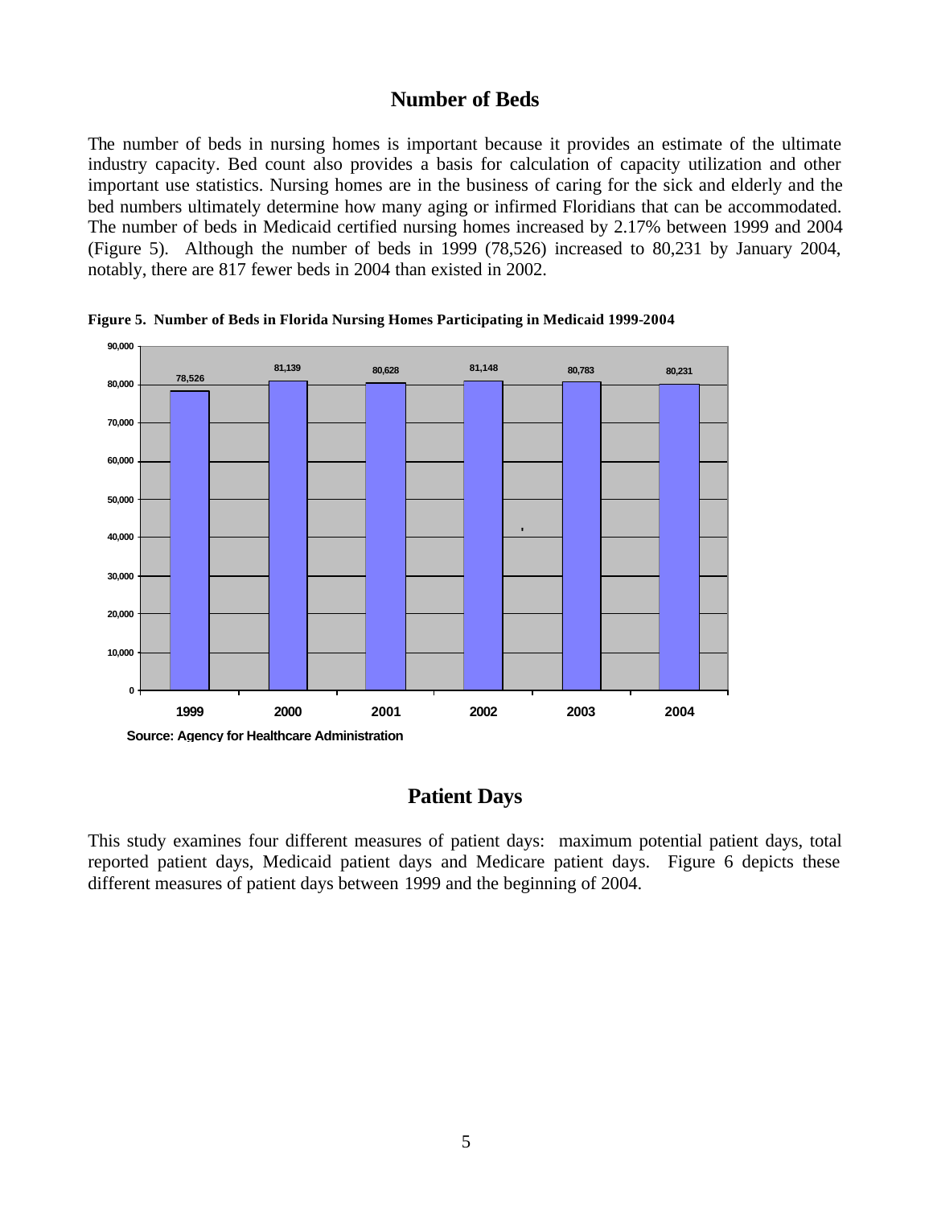## Number of Beds

The number of beds in nursing homes is important because it provides an estimate of the ultimate industry capacity. Bed count also provides a basis for calculation of capacity utilization and other important use statistics. Nursing homes are in the business of caring for the sick and elderly and the bed numbers ultimately determine how many aging or infirmed Floridians that can be accommodated. The number of beds in Medicaid certified nursing homes increased by 2.17% between 1999 and 2004 (Figure 5). Although the number of beds in 1999 (78,526) increased to 80,231 by January 2004, notably, there are 817 fewer beds in 2004 than existed in 2002.

**Figure 5. Number of Beds in Florida Nursing Homes Participating in Medicaid 1999-2004**

| Year | Number of Beds |
| --- | --- |
| 1999 | 78,526 |
| 2000 | 81,139 |
| 2001 | 80,628 |
| 2002 | 81,148 |
| 2003 | 80,783 |
| 2004 | 80,231 |

Source: Agency for Healthcare Administration

## Patient Days

This study examines four different measures of patient days: maximum potential patient days, total reported patient days, Medicaid patient days and Medicare patient days. Figure 6 depicts these different measures of patient days between 1999 and the beginning of 2004.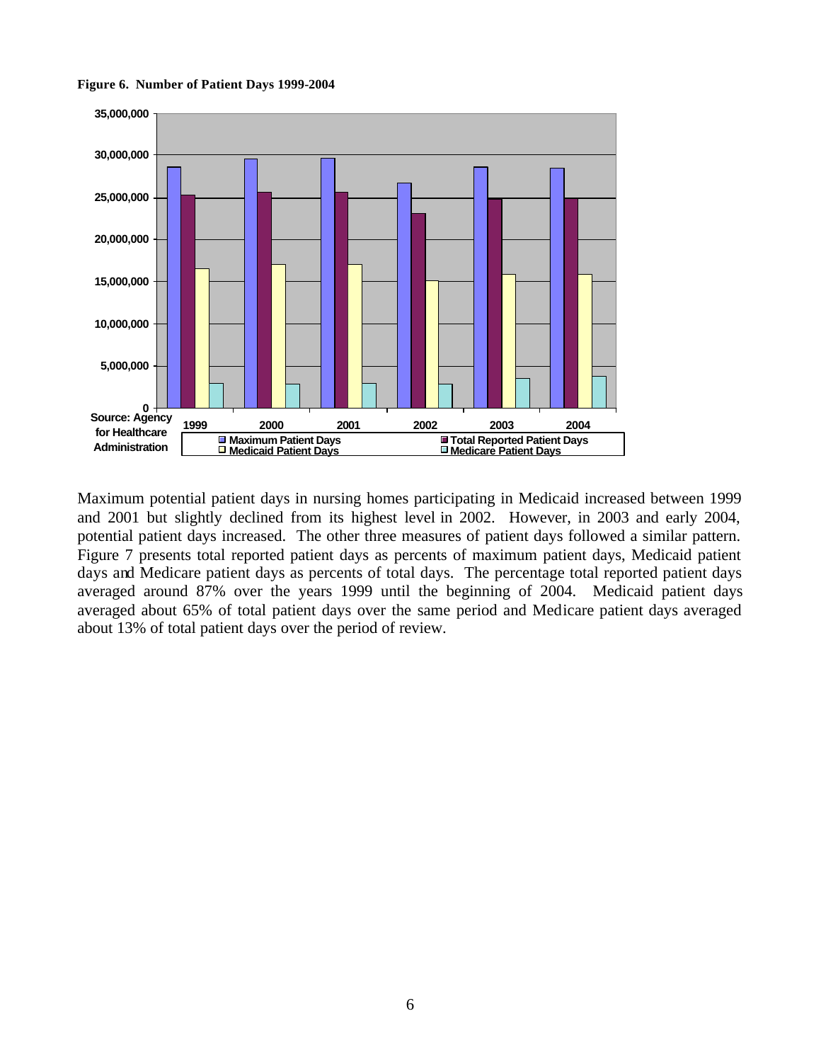**Figure 6. Number of Patient Days 1999-2004**

Source: Agency for Healthcare Administration

Maximum potential patient days in nursing homes participating in Medicaid increased between 1999 and 2001 but slightly declined from its highest level in 2002. However, in 2003 and early 2004, potential patient days increased. The other three measures of patient days followed a similar pattern. Figure 7 presents total reported patient days as percents of maximum patient days, Medicaid patient days and Medicare patient days as percents of total days. The percentage total reported patient days averaged around 87% over the years 1999 until the beginning of 2004. Medicaid patient days averaged about 65% of total patient days over the same period and Medicare patient days averaged about 13% of total patient days over the period of review.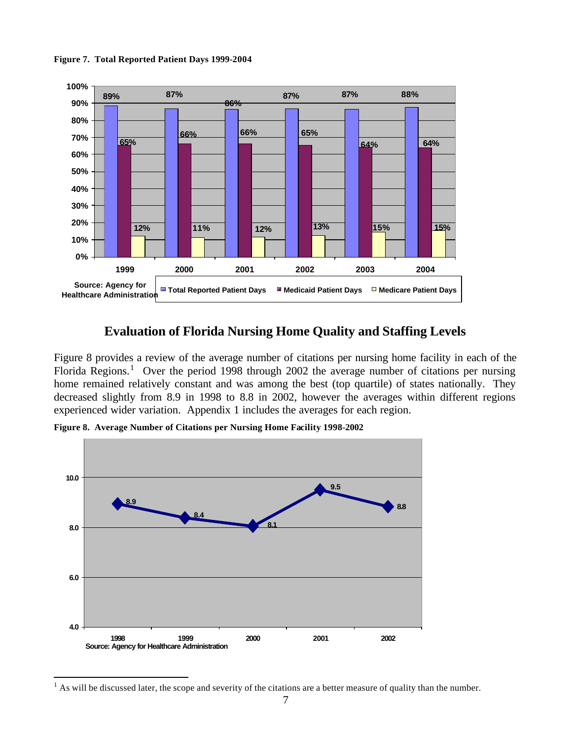**Figure 7. Total Reported Patient Days 1999-2004**

| Year | Total Reported Patient Days | Medicaid Patient Days | Medicare Patient Days |
|---|---|---|---|
| 1999 | 89% | 65% | 12% |
| 2000 | 87% | 66% | 11% |
| 2001 | 86% | 66% | 12% |
| 2002 | 87% | 65% | 13% |
| 2003 | 87% | 64% | 15% |
| 2004 | 88% | 64% | 15% |

Source: Agency for Healthcare Administration

## Evaluation of Florida Nursing Home Quality and Staffing Levels

Figure 8 provides a review of the average number of citations per nursing home facility in each of the Florida Regions.[1] Over the period 1998 through 2002 the average number of citations per nursing home remained relatively constant and was among the best (top quartile) of states nationally. They decreased slightly from 8.9 in 1998 to 8.8 in 2002, however the averages within different regions experienced wider variation. Appendix 1 includes the averages for each region.

**Figure 8. Average Number of Citations per Nursing Home Facility 1998-2002**

| Year | Average Number of Citations |
|---|---|
| 1998 | 8.9 |
| 1999 | 8.4 |
| 2000 | 8.1 |
| 2001 | 9.5 |
| 2002 | 8.8 |

Source: Agency for Healthcare Administration

[1] As will be discussed later, the scope and severity of the citations are a better measure of quality than the number.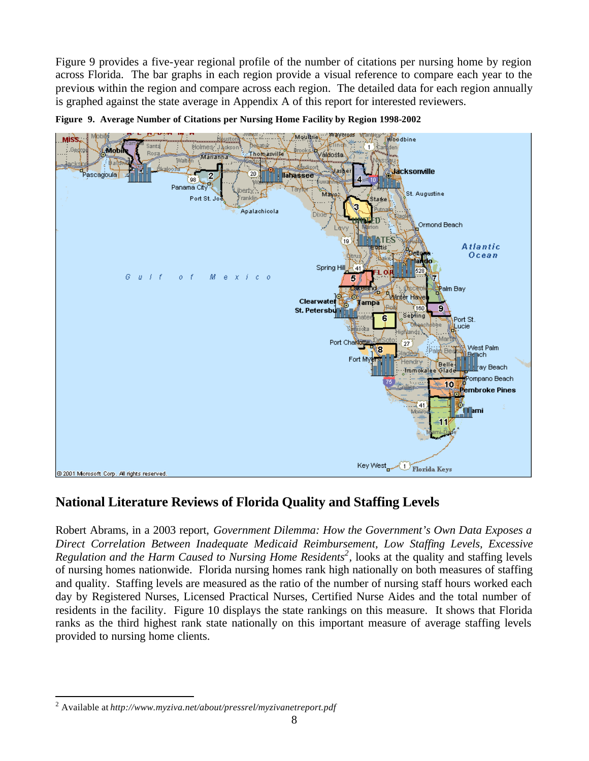Figure 9 provides a five-year regional profile of the number of citations per nursing home by region across Florida. The bar graphs in each region provide a visual reference to compare each year to the previous within the region and compare across each region. The detailed data for each region annually is graphed against the state average in Appendix A of this report for interested reviewers.

**Figure 9. Average Number of Citations per Nursing Home Facility by Region 1998-2002**

## National Literature Reviews of Florida Quality and Staffing Levels

Robert Abrams, in a 2003 report, *Government Dilemma: How the Government's Own Data Exposes a Direct Correlation Between Inadequate Medicaid Reimbursement, Low Staffing Levels, Excessive Regulation and the Harm Caused to Nursing Home Residents*[2], looks at the quality and staffing levels of nursing homes nationwide. Florida nursing homes rank high nationally on both measures of staffing and quality. Staffing levels are measured as the ratio of the number of nursing staff hours worked each day by Registered Nurses, Licensed Practical Nurses, Certified Nurse Aides and the total number of residents in the facility. Figure 10 displays the state rankings on this measure. It shows that Florida ranks as the third highest rank state nationally on this important measure of average staffing levels provided to nursing home clients.

---

[2] Available at *http://www.myziva.net/about/pressrel/myzivanetreport.pdf*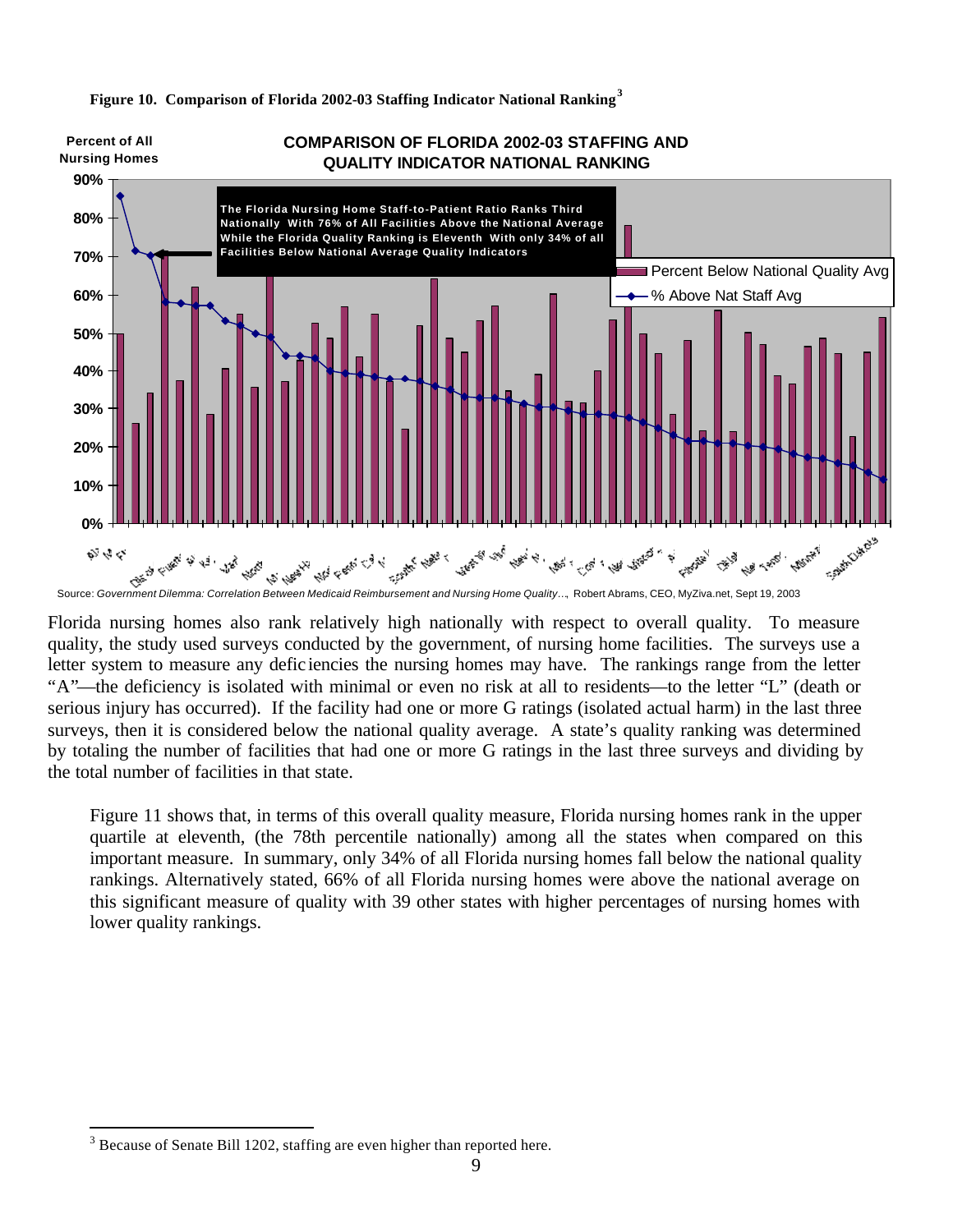**Figure 10. Comparison of Florida 2002-03 Staffing Indicator National Ranking**[3]

Source: *Government Dilemma: Correlation Between Medicaid Reimbursement and Nursing Home Quality…*, Robert Abrams, CEO, MyZiva.net, Sept 19, 2003

Florida nursing homes also rank relatively high nationally with respect to overall quality. To measure quality, the study used surveys conducted by the government, of nursing home facilities. The surveys use a letter system to measure any deficiencies the nursing homes may have. The rankings range from the letter "A"—the deficiency is isolated with minimal or even no risk at all to residents—to the letter "L" (death or serious injury has occurred). If the facility had one or more G ratings (isolated actual harm) in the last three surveys, then it is considered below the national quality average. A state's quality ranking was determined by totaling the number of facilities that had one or more G ratings in the last three surveys and dividing by the total number of facilities in that state.

Figure 11 shows that, in terms of this overall quality measure, Florida nursing homes rank in the upper quartile at eleventh, (the 78th percentile nationally) among all the states when compared on this important measure. In summary, only 34% of all Florida nursing homes fall below the national quality rankings. Alternatively stated, 66% of all Florida nursing homes were above the national average on this significant measure of quality with 39 other states with higher percentages of nursing homes with lower quality rankings.

---

[3] Because of Senate Bill 1202, staffing are even higher than reported here.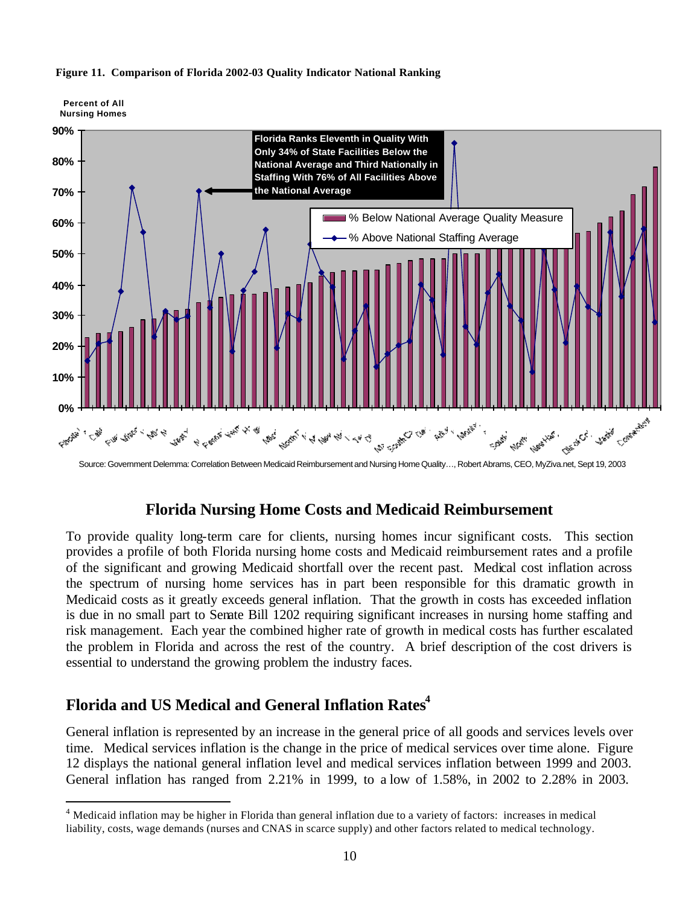**Figure 11. Comparison of Florida 2002-03 Quality Indicator National Ranking**

Source: Government Delemma: Correlation Between Medicaid Reimbursement and Nursing Home Quality…, Robert Abrams, CEO, MyZiva.net, Sept 19, 2003

## Florida Nursing Home Costs and Medicaid Reimbursement

To provide quality long-term care for clients, nursing homes incur significant costs. This section provides a profile of both Florida nursing home costs and Medicaid reimbursement rates and a profile of the significant and growing Medicaid shortfall over the recent past. Medical cost inflation across the spectrum of nursing home services has in part been responsible for this dramatic growth in Medicaid costs as it greatly exceeds general inflation. That the growth in costs has exceeded inflation is due in no small part to Senate Bill 1202 requiring significant increases in nursing home staffing and risk management. Each year the combined higher rate of growth in medical costs has further escalated the problem in Florida and across the rest of the country. A brief description of the cost drivers is essential to understand the growing problem the industry faces.

## Florida and US Medical and General Inflation Rates[4]

General inflation is represented by an increase in the general price of all goods and services levels over time. Medical services inflation is the change in the price of medical services over time alone. Figure 12 displays the national general inflation level and medical services inflation between 1999 and 2003. General inflation has ranged from 2.21% in 1999, to a low of 1.58%, in 2002 to 2.28% in 2003.

[4] Medicaid inflation may be higher in Florida than general inflation due to a variety of factors: increases in medical liability, costs, wage demands (nurses and CNAS in scarce supply) and other factors related to medical technology.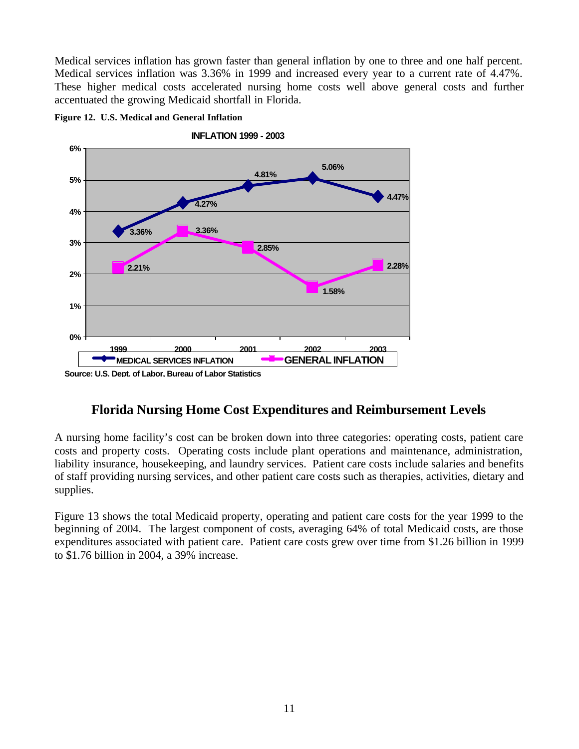Medical services inflation has grown faster than general inflation by one to three and one half percent. Medical services inflation was 3.36% in 1999 and increased every year to a current rate of 4.47%. These higher medical costs accelerated nursing home costs well above general costs and further accentuated the growing Medicaid shortfall in Florida.

**Figure 12. U.S. Medical and General Inflation**

**INFLATION 1999 - 2003**

| Year | Medical Services Inflation | General Inflation |
|---|---|---|
| 1999 | 3.36% | 2.21% |
| 2000 | 4.27% | 3.36% |
| 2001 | 4.81% | 2.85% |
| 2002 | 5.06% | 1.58% |
| 2003 | 4.47% | 2.28% |

Source: U.S. Dept. of Labor, Bureau of Labor Statistics

## Florida Nursing Home Cost Expenditures and Reimbursement Levels

A nursing home facility's cost can be broken down into three categories: operating costs, patient care costs and property costs. Operating costs include plant operations and maintenance, administration, liability insurance, housekeeping, and laundry services. Patient care costs include salaries and benefits of staff providing nursing services, and other patient care costs such as therapies, activities, dietary and supplies.

Figure 13 shows the total Medicaid property, operating and patient care costs for the year 1999 to the beginning of 2004. The largest component of costs, averaging 64% of total Medicaid costs, are those expenditures associated with patient care. Patient care costs grew over time from $1.26 billion in 1999 to $1.76 billion in 2004, a 39% increase.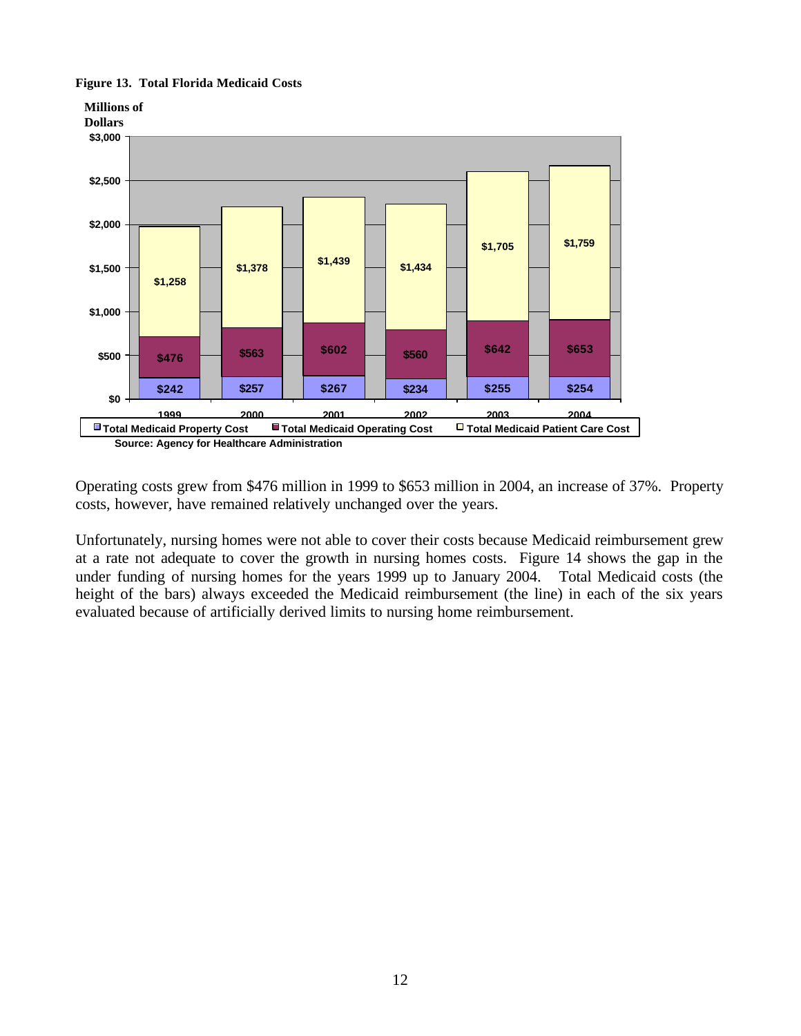**Figure 13. Total Florida Medicaid Costs**

| Year | Total Medicaid Property Cost | Total Medicaid Operating Cost | Total Medicaid Patient Care Cost |
|---|---|---|---|
| 1999 | $242 | $476 | $1,258 |
| 2000 | $257 | $563 | $1,378 |
| 2001 | $267 | $602 | $1,439 |
| 2002 | $234 | $560 | $1,434 |
| 2003 | $255 | $642 | $1,705 |
| 2004 | $254 | $653 | $1,759 |

Millions of Dollars

Source: Agency for Healthcare Administration

Operating costs grew from $476 million in 1999 to $653 million in 2004, an increase of 37%. Property costs, however, have remained relatively unchanged over the years.

Unfortunately, nursing homes were not able to cover their costs because Medicaid reimbursement grew at a rate not adequate to cover the growth in nursing homes costs. Figure 14 shows the gap in the under funding of nursing homes for the years 1999 up to January 2004. Total Medicaid costs (the height of the bars) always exceeded the Medicaid reimbursement (the line) in each of the six years evaluated because of artificially derived limits to nursing home reimbursement.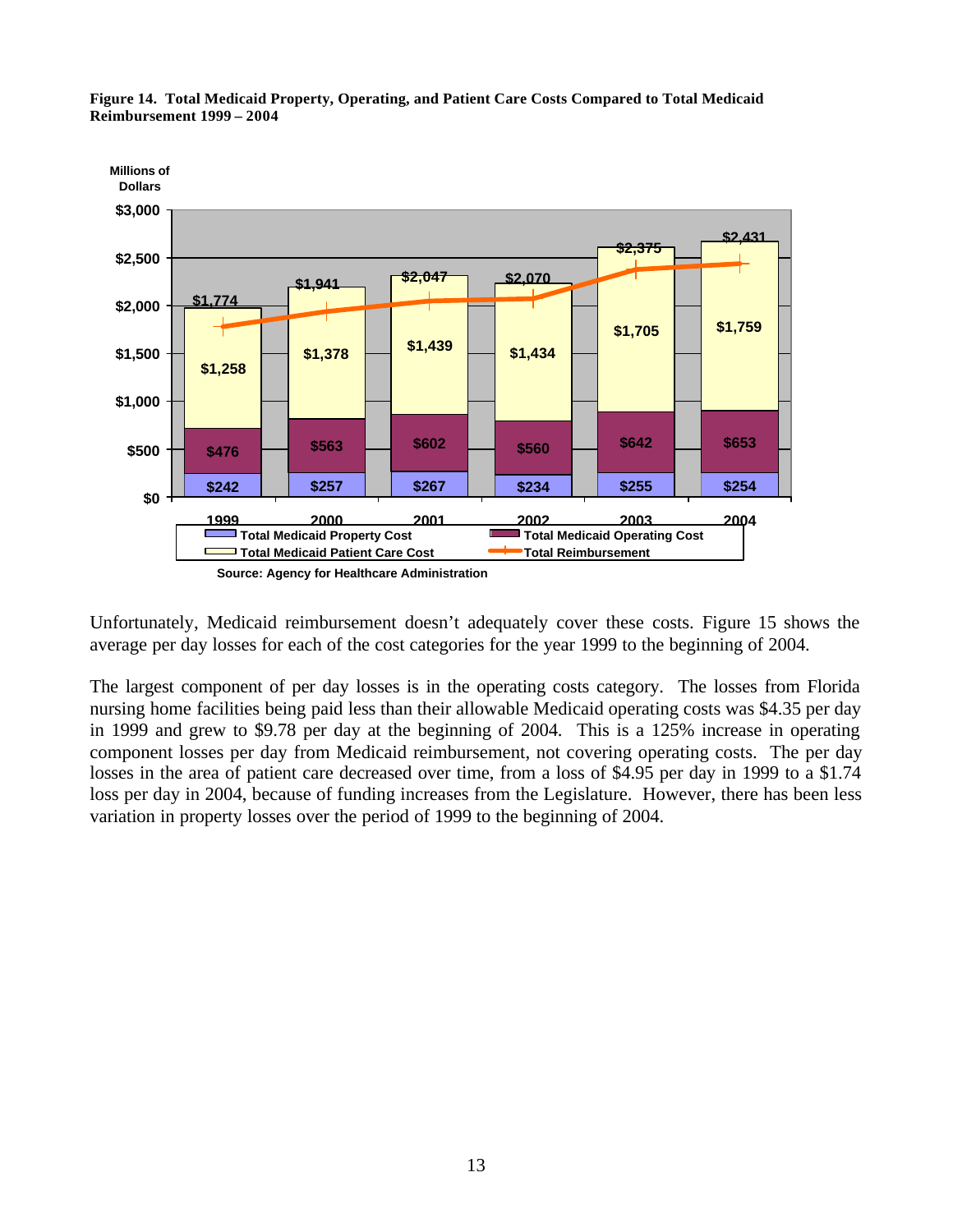**Figure 14. Total Medicaid Property, Operating, and Patient Care Costs Compared to Total Medicaid Reimbursement 1999 – 2004**

Millions of Dollars

| Year | Total Medicaid Property Cost | Total Medicaid Operating Cost | Total Medicaid Patient Care Cost | Total Reimbursement |
|---|---|---|---|---|
| 1999 | $242 | $476 | $1,258 | $1,774 |
| 2000 | $257 | $563 | $1,378 | $1,941 |
| 2001 | $267 | $602 | $1,439 | $2,047 |
| 2002 | $234 | $560 | $1,434 | $2,070 |
| 2003 | $255 | $642 | $1,705 | $2,375 |
| 2004 | $254 | $653 | $1,759 | $2,431 |

Source: Agency for Healthcare Administration

Unfortunately, Medicaid reimbursement doesn't adequately cover these costs. Figure 15 shows the average per day losses for each of the cost categories for the year 1999 to the beginning of 2004.

The largest component of per day losses is in the operating costs category. The losses from Florida nursing home facilities being paid less than their allowable Medicaid operating costs was $4.35 per day in 1999 and grew to $9.78 per day at the beginning of 2004. This is a 125% increase in operating component losses per day from Medicaid reimbursement, not covering operating costs. The per day losses in the area of patient care decreased over time, from a loss of $4.95 per day in 1999 to a $1.74 loss per day in 2004, because of funding increases from the Legislature. However, there has been less variation in property losses over the period of 1999 to the beginning of 2004.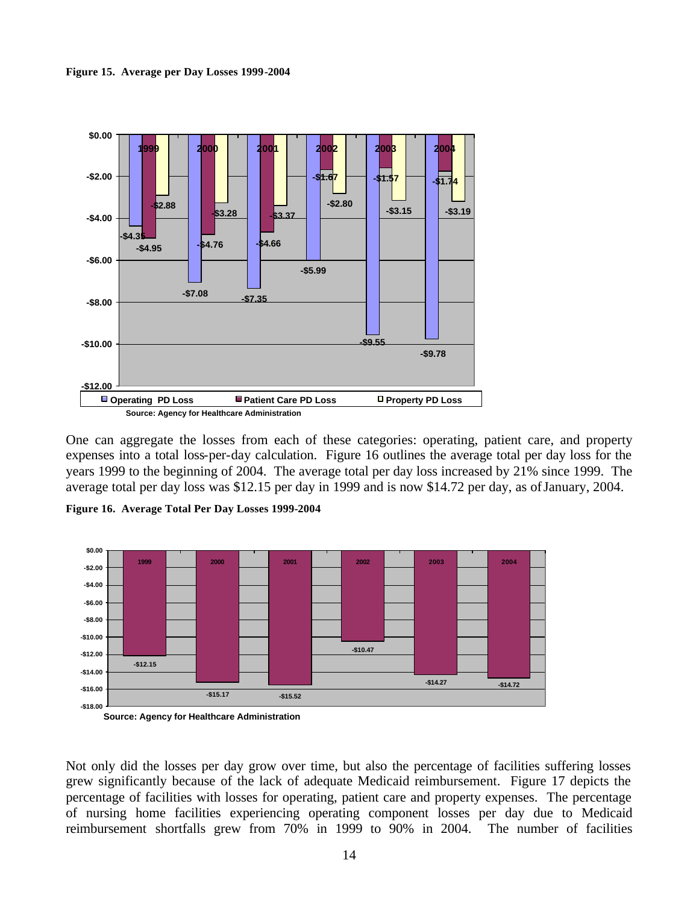**Figure 15. Average per Day Losses 1999-2004**

| Year | Operating PD Loss | Patient Care PD Loss | Property PD Loss |
|---|---|---|---|
| 1999 | -$4.35 | -$4.95 | -$2.88 |
| 2000 | -$7.08 | -$4.76 | -$3.28 |
| 2001 | -$7.35 | -$4.66 | -$3.37 |
| 2002 | -$5.99 | -$1.67 | -$2.80 |
| 2003 | -$9.55 | -$1.57 | -$3.15 |
| 2004 | -$9.78 | -$1.74 | -$3.19 |

Source: Agency for Healthcare Administration

One can aggregate the losses from each of these categories: operating, patient care, and property expenses into a total loss-per-day calculation. Figure 16 outlines the average total per day loss for the years 1999 to the beginning of 2004. The average total per day loss increased by 21% since 1999. The average total per day loss was $12.15 per day in 1999 and is now $14.72 per day, as of January, 2004.

**Figure 16. Average Total Per Day Losses 1999-2004**

| Year | Average Total Per Day Loss |
|---|---|
| 1999 | -$12.15 |
| 2000 | -$15.17 |
| 2001 | -$15.52 |
| 2002 | -$10.47 |
| 2003 | -$14.27 |
| 2004 | -$14.72 |

Source: Agency for Healthcare Administration

Not only did the losses per day grow over time, but also the percentage of facilities suffering losses grew significantly because of the lack of adequate Medicaid reimbursement. Figure 17 depicts the percentage of facilities with losses for operating, patient care and property expenses. The percentage of nursing home facilities experiencing operating component losses per day due to Medicaid reimbursement shortfalls grew from 70% in 1999 to 90% in 2004. The number of facilities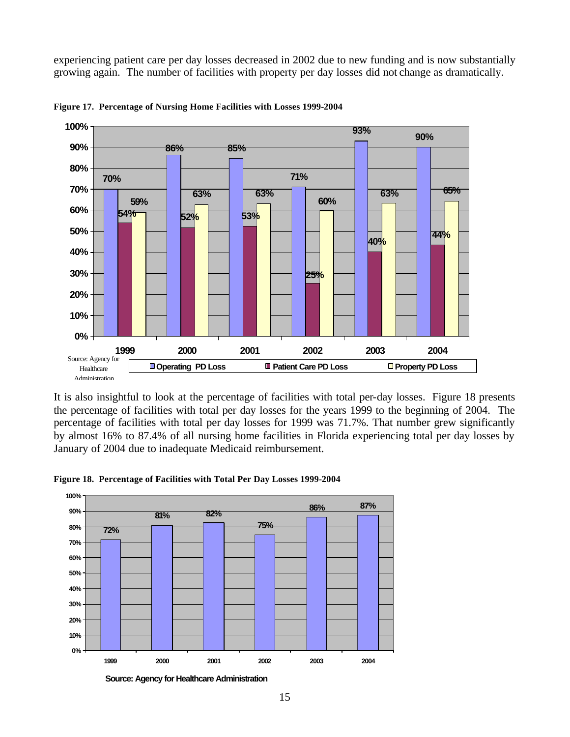experiencing patient care per day losses decreased in 2002 due to new funding and is now substantially growing again. The number of facilities with property per day losses did not change as dramatically.

**Figure 17. Percentage of Nursing Home Facilities with Losses 1999-2004**

| Year | Operating PD Loss | Patient Care PD Loss | Property PD Loss |
|---|---|---|---|
| 1999 | 70% | 54% | 59% |
| 2000 | 86% | 52% | 63% |
| 2001 | 85% | 53% | 63% |
| 2002 | 71% | 25% | 60% |
| 2003 | 93% | 40% | 63% |
| 2004 | 90% | 44% | 65% |

Source: Agency for Healthcare Administration

It is also insightful to look at the percentage of facilities with total per-day losses. Figure 18 presents the percentage of facilities with total per day losses for the years 1999 to the beginning of 2004. The percentage of facilities with total per day losses for 1999 was 71.7%. That number grew significantly by almost 16% to 87.4% of all nursing home facilities in Florida experiencing total per day losses by January of 2004 due to inadequate Medicaid reimbursement.

**Figure 18. Percentage of Facilities with Total Per Day Losses 1999-2004**

| Year | Total Per Day Losses |
|---|---|
| 1999 | 72% |
| 2000 | 81% |
| 2001 | 82% |
| 2002 | 75% |
| 2003 | 86% |
| 2004 | 87% |

Source: Agency for Healthcare Administration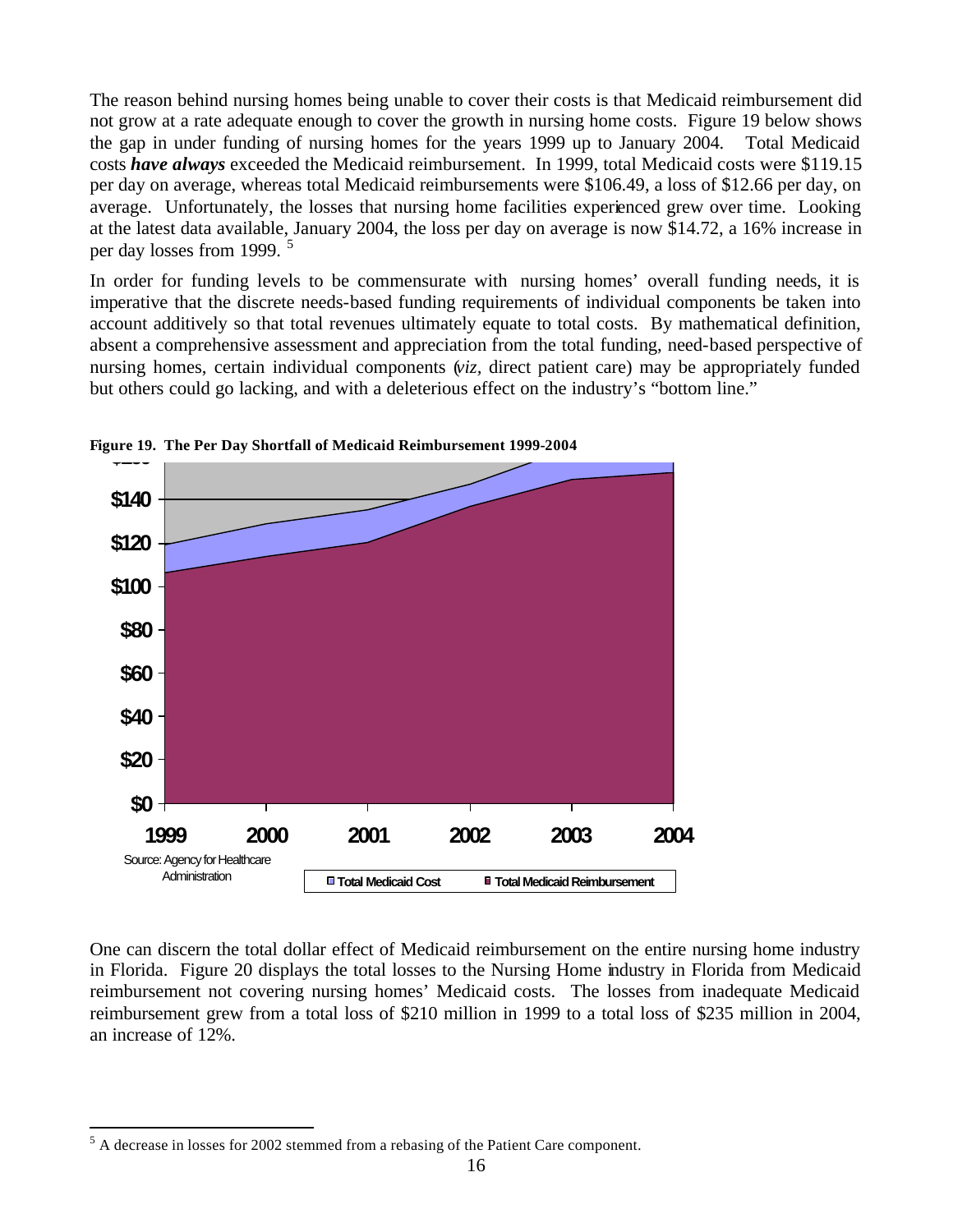The reason behind nursing homes being unable to cover their costs is that Medicaid reimbursement did not grow at a rate adequate enough to cover the growth in nursing home costs. Figure 19 below shows the gap in under funding of nursing homes for the years 1999 up to January 2004. Total Medicaid costs ***have always*** exceeded the Medicaid reimbursement. In 1999, total Medicaid costs were $119.15 per day on average, whereas total Medicaid reimbursements were $106.49, a loss of $12.66 per day, on average. Unfortunately, the losses that nursing home facilities experienced grew over time. Looking at the latest data available, January 2004, the loss per day on average is now $14.72, a 16% increase in per day losses from 1999. [5]

In order for funding levels to be commensurate with nursing homes' overall funding needs, it is imperative that the discrete needs-based funding requirements of individual components be taken into account additively so that total revenues ultimately equate to total costs. By mathematical definition, absent a comprehensive assessment and appreciation from the total funding, need-based perspective of nursing homes, certain individual components (*viz*, direct patient care) may be appropriately funded but others could go lacking, and with a deleterious effect on the industry's "bottom line."

**Figure 19. The Per Day Shortfall of Medicaid Reimbursement 1999-2004**

Source: Agency for Healthcare Administration

One can discern the total dollar effect of Medicaid reimbursement on the entire nursing home industry in Florida. Figure 20 displays the total losses to the Nursing Home industry in Florida from Medicaid reimbursement not covering nursing homes' Medicaid costs. The losses from inadequate Medicaid reimbursement grew from a total loss of $210 million in 1999 to a total loss of $235 million in 2004, an increase of 12%.

[5] A decrease in losses for 2002 stemmed from a rebasing of the Patient Care component.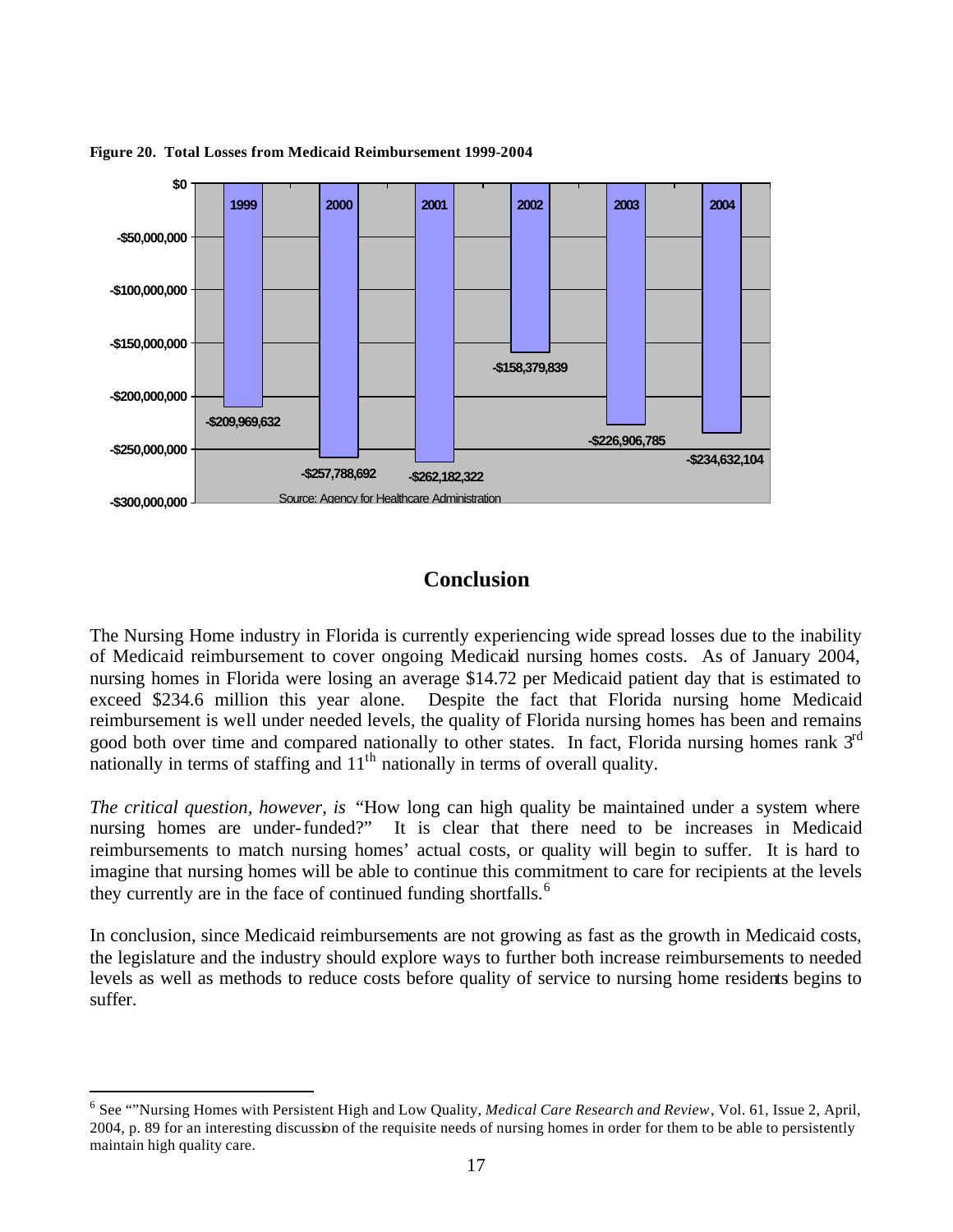**Figure 20. Total Losses from Medicaid Reimbursement 1999-2004**

| Year | Loss |
|---|---|
| 1999 | -$209,969,632 |
| 2000 | -$257,788,692 |
| 2001 | -$262,182,322 |
| 2002 | -$158,379,839 |
| 2003 | -$226,906,785 |
| 2004 | -$234,632,104 |

Source: Agency for Healthcare Administration

## Conclusion

The Nursing Home industry in Florida is currently experiencing wide spread losses due to the inability of Medicaid reimbursement to cover ongoing Medicaid nursing homes costs. As of January 2004, nursing homes in Florida were losing an average $14.72 per Medicaid patient day that is estimated to exceed $234.6 million this year alone. Despite the fact that Florida nursing home Medicaid reimbursement is well under needed levels, the quality of Florida nursing homes has been and remains good both over time and compared nationally to other states. In fact, Florida nursing homes rank 3rd nationally in terms of staffing and 11th nationally in terms of overall quality.

*The critical question, however, is* "How long can high quality be maintained under a system where nursing homes are under-funded?" It is clear that there need to be increases in Medicaid reimbursements to match nursing homes' actual costs, or quality will begin to suffer. It is hard to imagine that nursing homes will be able to continue this commitment to care for recipients at the levels they currently are in the face of continued funding shortfalls.[6]

In conclusion, since Medicaid reimbursements are not growing as fast as the growth in Medicaid costs, the legislature and the industry should explore ways to further both increase reimbursements to needed levels as well as methods to reduce costs before quality of service to nursing home residents begins to suffer.

---

[6] See ""Nursing Homes with Persistent High and Low Quality, *Medical Care Research and Review*, Vol. 61, Issue 2, April, 2004, p. 89 for an interesting discussion of the requisite needs of nursing homes in order for them to be able to persistently maintain high quality care.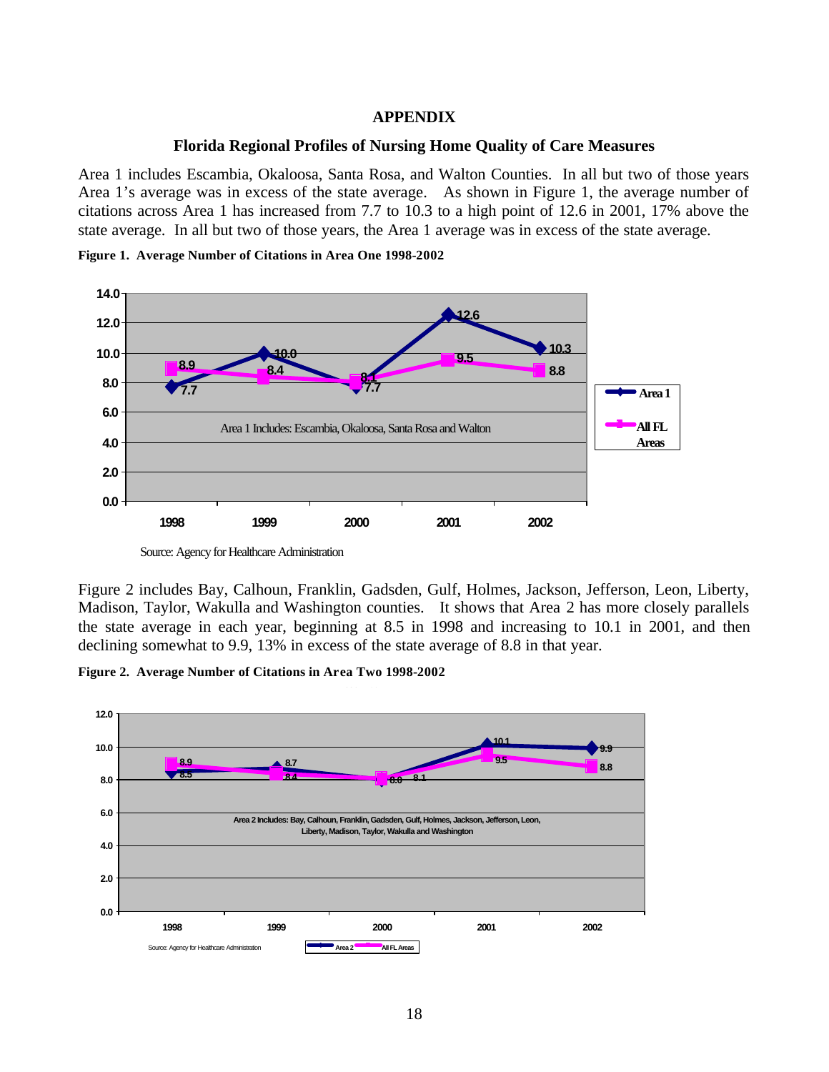# APPENDIX

## Florida Regional Profiles of Nursing Home Quality of Care Measures

Area 1 includes Escambia, Okaloosa, Santa Rosa, and Walton Counties. In all but two of those years Area 1's average was in excess of the state average. As shown in Figure 1, the average number of citations across Area 1 has increased from 7.7 to 10.3 to a high point of 12.6 in 2001, 17% above the state average. In all but two of those years, the Area 1 average was in excess of the state average.

**Figure 1. Average Number of Citations in Area One 1998-2002**

| Year | Area 1 | All FL Areas |
|---|---|---|
| 1998 | 7.7 | 8.9 |
| 1999 | 10.0 | 8.4 |
| 2000 | 7.7 | 8.1 |
| 2001 | 12.6 | 9.5 |
| 2002 | 10.3 | 8.8 |

Area 1 Includes: Escambia, Okaloosa, Santa Rosa and Walton

Source: Agency for Healthcare Administration

Figure 2 includes Bay, Calhoun, Franklin, Gadsden, Gulf, Holmes, Jackson, Jefferson, Leon, Liberty, Madison, Taylor, Wakulla and Washington counties. It shows that Area 2 has more closely parallels the state average in each year, beginning at 8.5 in 1998 and increasing to 10.1 in 2001, and then declining somewhat to 9.9, 13% in excess of the state average of 8.8 in that year.

**Figure 2. Average Number of Citations in Area Two 1998-2002**

| Year | Area 2 | All FL Areas |
|---|---|---|
| 1998 | 8.5 | 8.9 |
| 1999 | 8.7 | 8.4 |
| 2000 | 8.0 | 8.1 |
| 2001 | 10.1 | 9.5 |
| 2002 | 9.9 | 8.8 |

Area 2 Includes: Bay, Calhoun, Franklin, Gadsden, Gulf, Holmes, Jackson, Jefferson, Leon, Liberty, Madison, Taylor, Wakulla and Washington

Source: Agency for Healthcare Administration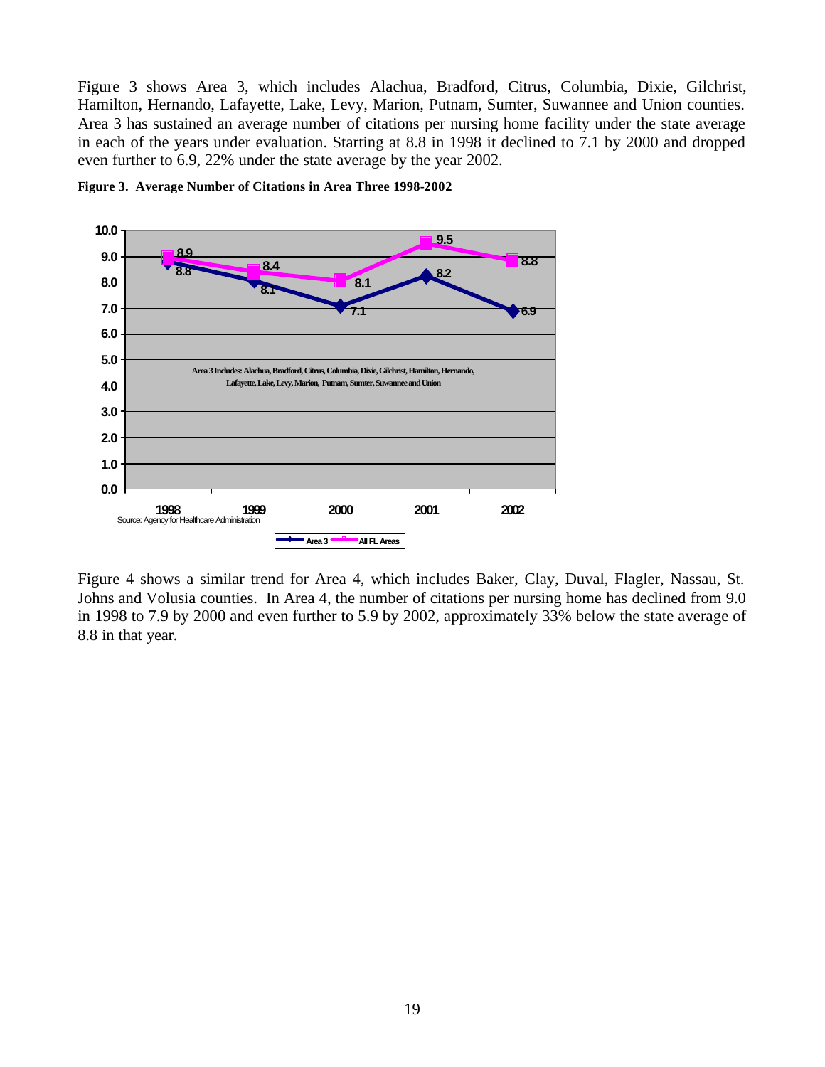Figure 3 shows Area 3, which includes Alachua, Bradford, Citrus, Columbia, Dixie, Gilchrist, Hamilton, Hernando, Lafayette, Lake, Levy, Marion, Putnam, Sumter, Suwannee and Union counties. Area 3 has sustained an average number of citations per nursing home facility under the state average in each of the years under evaluation. Starting at 8.8 in 1998 it declined to 7.1 by 2000 and dropped even further to 6.9, 22% under the state average by the year 2002.

**Figure 3. Average Number of Citations in Area Three 1998-2002**

| Year | Area 3 | All FL Areas |
|---|---|---|
| 1998 | 8.8 | 8.9 |
| 1999 | 8.1 | 8.4 |
| 2000 | 7.1 | 8.1 |
| 2001 | 8.2 | 9.5 |
| 2002 | 6.9 | 8.8 |

Area 3 Includes: Alachua, Bradford, Citrus, Columbia, Dixie, Gilchrist, Hamilton, Hernando, Lafayette, Lake, Levy, Marion, Putnam, Sumter, Suwannee and Union

Source: Agency for Healthcare Administration

Figure 4 shows a similar trend for Area 4, which includes Baker, Clay, Duval, Flagler, Nassau, St. Johns and Volusia counties. In Area 4, the number of citations per nursing home has declined from 9.0 in 1998 to 7.9 by 2000 and even further to 5.9 by 2002, approximately 33% below the state average of 8.8 in that year.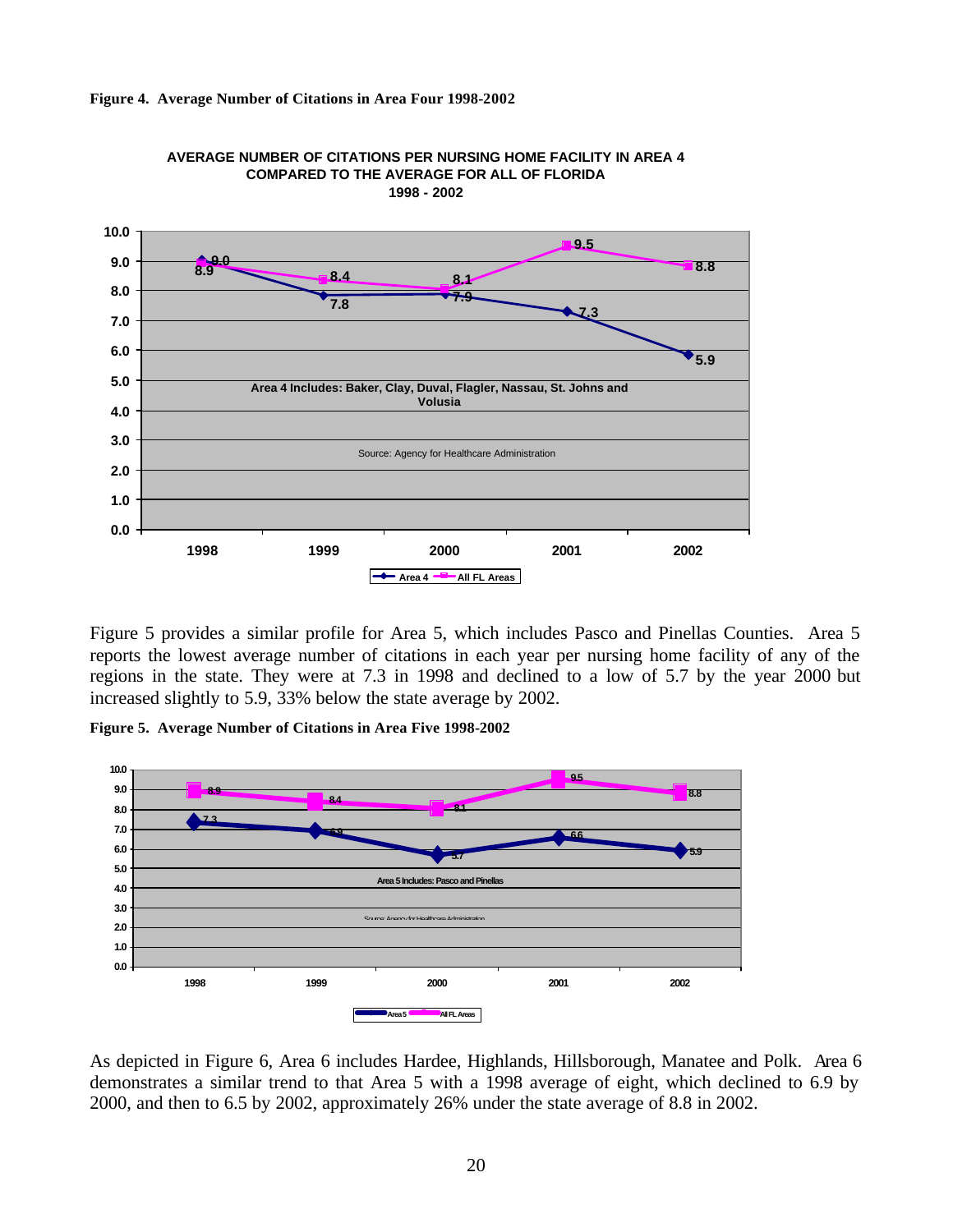**Figure 4. Average Number of Citations in Area Four 1998-2002**

AVERAGE NUMBER OF CITATIONS PER NURSING HOME FACILITY IN AREA 4 COMPARED TO THE AVERAGE FOR ALL OF FLORIDA 1998 - 2002

| Year | Area 4 | All FL Areas |
|---|---|---|
| 1998 | 9.0 | 8.9 |
| 1999 | 7.8 | 8.4 |
| 2000 | 7.9 | 8.1 |
| 2001 | 7.3 | 9.5 |
| 2002 | 5.9 | 8.8 |

Area 4 Includes: Baker, Clay, Duval, Flagler, Nassau, St. Johns and Volusia

Source: Agency for Healthcare Administration

Figure 5 provides a similar profile for Area 5, which includes Pasco and Pinellas Counties. Area 5 reports the lowest average number of citations in each year per nursing home facility of any of the regions in the state. They were at 7.3 in 1998 and declined to a low of 5.7 by the year 2000 but increased slightly to 5.9, 33% below the state average by 2002.

**Figure 5. Average Number of Citations in Area Five 1998-2002**

| Year | Area 5 | All FL Areas |
|---|---|---|
| 1998 | 7.3 | 8.9 |
| 1999 | 6.9 | 8.4 |
| 2000 | 5.7 | 8.1 |
| 2001 | 6.6 | 9.5 |
| 2002 | 5.9 | 8.8 |

Area 5 Includes: Pasco and Pinellas

Source: Agency for Healthcare Administration

As depicted in Figure 6, Area 6 includes Hardee, Highlands, Hillsborough, Manatee and Polk. Area 6 demonstrates a similar trend to that Area 5 with a 1998 average of eight, which declined to 6.9 by 2000, and then to 6.5 by 2002, approximately 26% under the state average of 8.8 in 2002.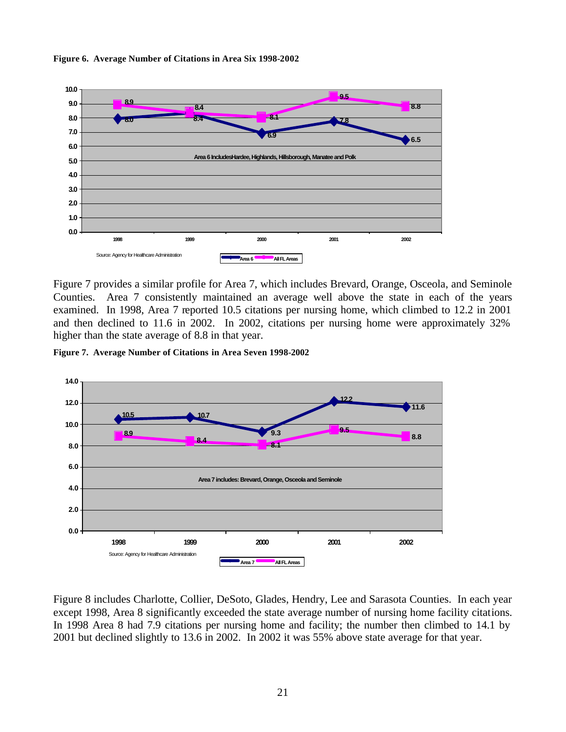**Figure 6. Average Number of Citations in Area Six 1998-2002**

Figure 7 provides a similar profile for Area 7, which includes Brevard, Orange, Osceola, and Seminole Counties. Area 7 consistently maintained an average well above the state in each of the years examined. In 1998, Area 7 reported 10.5 citations per nursing home, which climbed to 12.2 in 2001 and then declined to 11.6 in 2002. In 2002, citations per nursing home were approximately 32% higher than the state average of 8.8 in that year.

**Figure 7. Average Number of Citations in Area Seven 1998-2002**

Figure 8 includes Charlotte, Collier, DeSoto, Glades, Hendry, Lee and Sarasota Counties. In each year except 1998, Area 8 significantly exceeded the state average number of nursing home facility citations. In 1998 Area 8 had 7.9 citations per nursing home and facility; the number then climbed to 14.1 by 2001 but declined slightly to 13.6 in 2002. In 2002 it was 55% above state average for that year.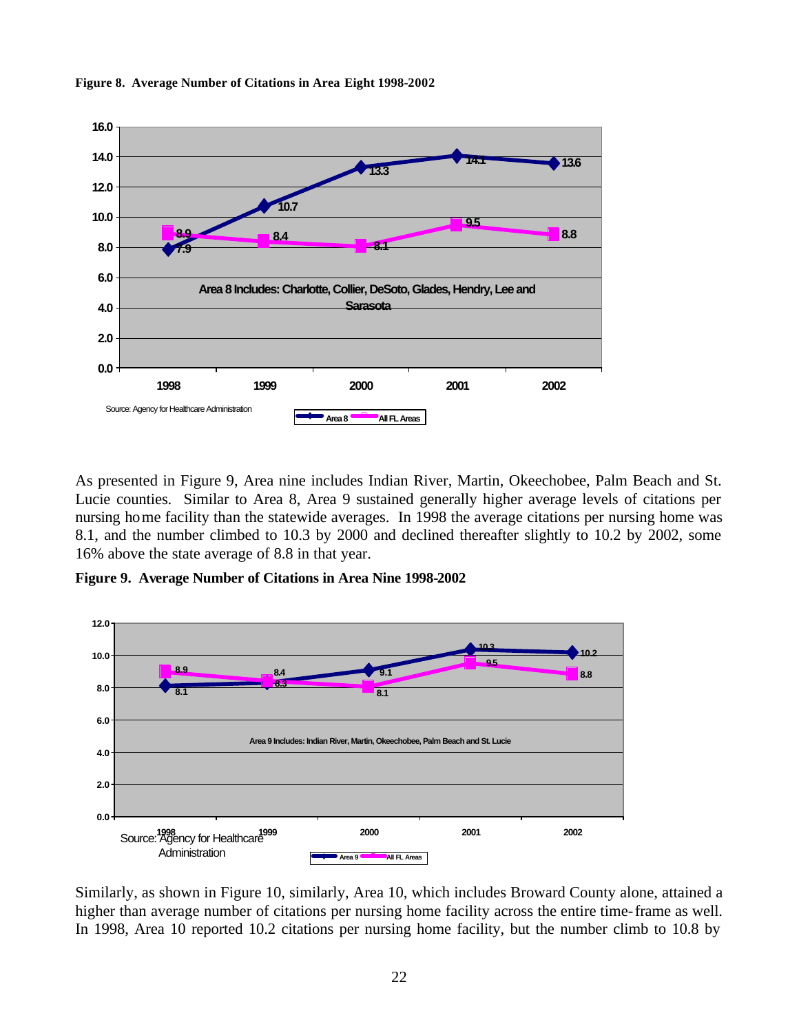**Figure 8. Average Number of Citations in Area Eight 1998-2002**

| Year | Area 8 | All FL Areas |
|---|---|---|
| 1998 | 7.9 | 8.9 |
| 1999 | 10.7 | 8.4 |
| 2000 | 13.3 | 8.1 |
| 2001 | 14.1 | 9.5 |
| 2002 | 13.6 | 8.8 |

Area 8 Includes: Charlotte, Collier, DeSoto, Glades, Hendry, Lee and Sarasota

Source: Agency for Healthcare Administration

As presented in Figure 9, Area nine includes Indian River, Martin, Okeechobee, Palm Beach and St. Lucie counties. Similar to Area 8, Area 9 sustained generally higher average levels of citations per nursing home facility than the statewide averages. In 1998 the average citations per nursing home was 8.1, and the number climbed to 10.3 by 2000 and declined thereafter slightly to 10.2 by 2002, some 16% above the state average of 8.8 in that year.

**Figure 9. Average Number of Citations in Area Nine 1998-2002**

| Year | Area 9 | All FL Areas |
|---|---|---|
| 1998 | 8.1 | 8.9 |
| 1999 | 8.3 | 8.4 |
| 2000 | 9.1 | 8.1 |
| 2001 | 10.3 | 9.5 |
| 2002 | 10.2 | 8.8 |

Area 9 Includes: Indian River, Martin, Okeechobee, Palm Beach and St. Lucie

Source: Agency for Healthcare Administration

Similarly, as shown in Figure 10, similarly, Area 10, which includes Broward County alone, attained a higher than average number of citations per nursing home facility across the entire time-frame as well. In 1998, Area 10 reported 10.2 citations per nursing home facility, but the number climb to 10.8 by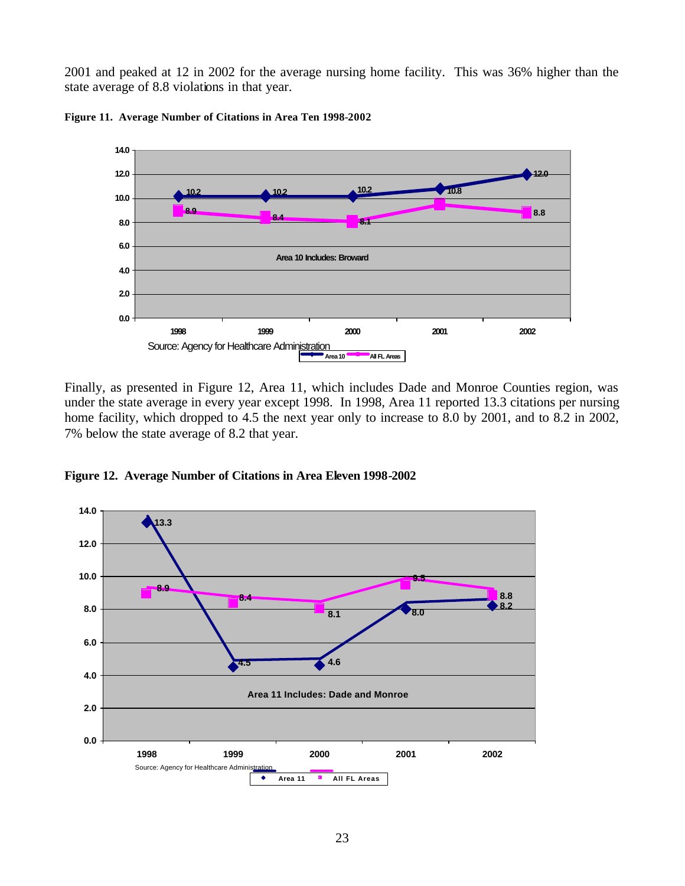2001 and peaked at 12 in 2002 for the average nursing home facility. This was 36% higher than the state average of 8.8 violations in that year.

**Figure 11. Average Number of Citations in Area Ten 1998-2002**

Area 10 Includes: Broward

Source: Agency for Healthcare Administration

Finally, as presented in Figure 12, Area 11, which includes Dade and Monroe Counties region, was under the state average in every year except 1998. In 1998, Area 11 reported 13.3 citations per nursing home facility, which dropped to 4.5 the next year only to increase to 8.0 by 2001, and to 8.2 in 2002, 7% below the state average of 8.2 that year.

**Figure 12. Average Number of Citations in Area Eleven 1998-2002**

Area 11 Includes: Dade and Monroe

Source: Agency for Healthcare Administration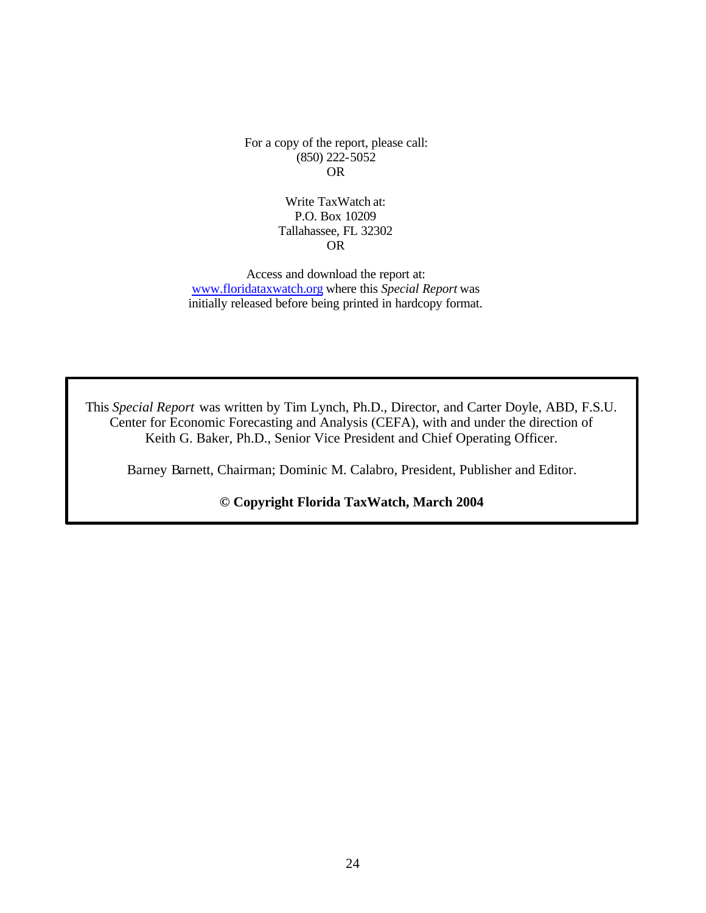For a copy of the report, please call:
(850) 222-5052
OR

Write TaxWatch at:
P.O. Box 10209
Tallahassee, FL 32302
OR

Access and download the report at:
www.floridataxwatch.org where this *Special Report* was initially released before being printed in hardcopy format.

This *Special Report* was written by Tim Lynch, Ph.D., Director, and Carter Doyle, ABD, F.S.U. Center for Economic Forecasting and Analysis (CEFA), with and under the direction of Keith G. Baker, Ph.D., Senior Vice President and Chief Operating Officer.

Barney Barnett, Chairman; Dominic M. Calabro, President, Publisher and Editor.

**© Copyright Florida TaxWatch, March 2004**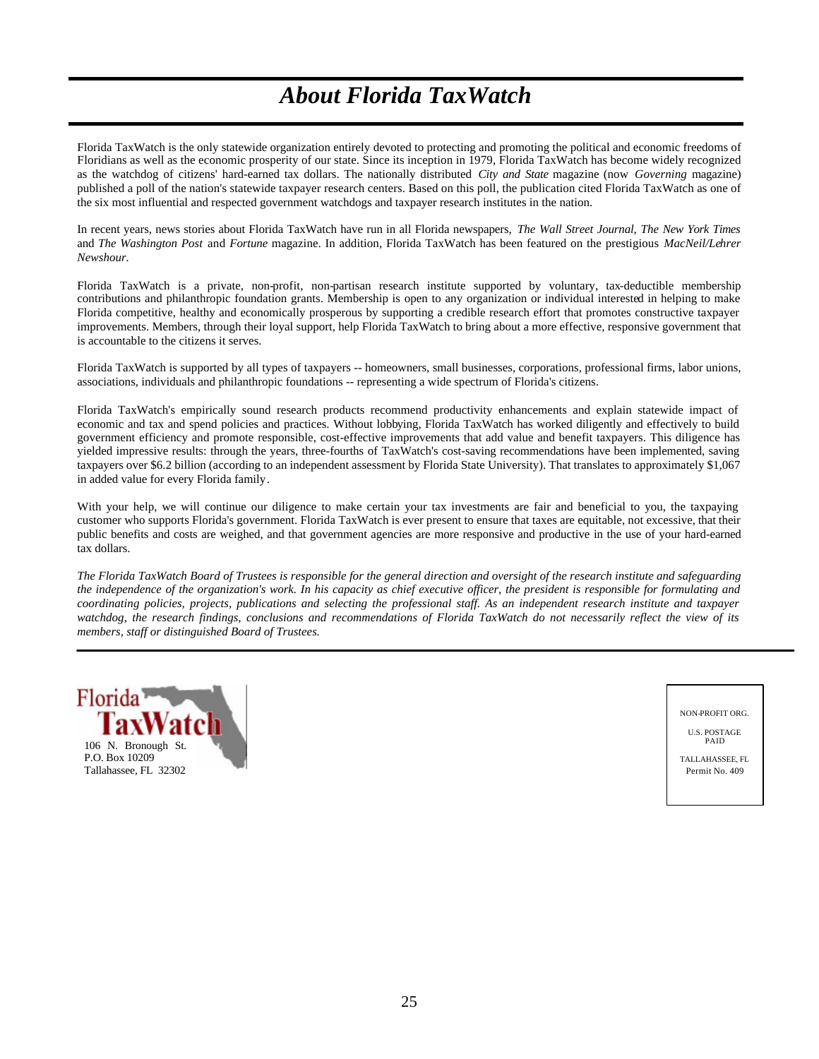# About Florida TaxWatch

Florida TaxWatch is the only statewide organization entirely devoted to protecting and promoting the political and economic freedoms of Floridians as well as the economic prosperity of our state. Since its inception in 1979, Florida TaxWatch has become widely recognized as the watchdog of citizens' hard-earned tax dollars. The nationally distributed *City and State* magazine (now *Governing* magazine) published a poll of the nation's statewide taxpayer research centers. Based on this poll, the publication cited Florida TaxWatch as one of the six most influential and respected government watchdogs and taxpayer research institutes in the nation.

In recent years, news stories about Florida TaxWatch have run in all Florida newspapers, *The Wall Street Journal*, *The New York Times* and *The Washington Post* and *Fortune* magazine. In addition, Florida TaxWatch has been featured on the prestigious *MacNeil/Lehrer Newshour.*

Florida TaxWatch is a private, non-profit, non-partisan research institute supported by voluntary, tax-deductible membership contributions and philanthropic foundation grants. Membership is open to any organization or individual interested in helping to make Florida competitive, healthy and economically prosperous by supporting a credible research effort that promotes constructive taxpayer improvements. Members, through their loyal support, help Florida TaxWatch to bring about a more effective, responsive government that is accountable to the citizens it serves.

Florida TaxWatch is supported by all types of taxpayers -- homeowners, small businesses, corporations, professional firms, labor unions, associations, individuals and philanthropic foundations -- representing a wide spectrum of Florida's citizens.

Florida TaxWatch's empirically sound research products recommend productivity enhancements and explain statewide impact of economic and tax and spend policies and practices. Without lobbying, Florida TaxWatch has worked diligently and effectively to build government efficiency and promote responsible, cost-effective improvements that add value and benefit taxpayers. This diligence has yielded impressive results: through the years, three-fourths of TaxWatch's cost-saving recommendations have been implemented, saving taxpayers over $6.2 billion (according to an independent assessment by Florida State University). That translates to approximately $1,067 in added value for every Florida family.

With your help, we will continue our diligence to make certain your tax investments are fair and beneficial to you, the taxpaying customer who supports Florida's government. Florida TaxWatch is ever present to ensure that taxes are equitable, not excessive, that their public benefits and costs are weighed, and that government agencies are more responsive and productive in the use of your hard-earned tax dollars.

*The Florida TaxWatch Board of Trustees is responsible for the general direction and oversight of the research institute and safeguarding the independence of the organization's work. In his capacity as chief executive officer, the president is responsible for formulating and coordinating policies, projects, publications and selecting the professional staff. As an independent research institute and taxpayer watchdog, the research findings, conclusions and recommendations of Florida TaxWatch do not necessarily reflect the view of its members, staff or distinguished Board of Trustees.*

---

Florida TaxWatch
106 N. Bronough St.
P.O. Box 10209
Tallahassee, FL 32302

NON-PROFIT ORG.
U.S. POSTAGE PAID
TALLAHASSEE, FL
Permit No. 409